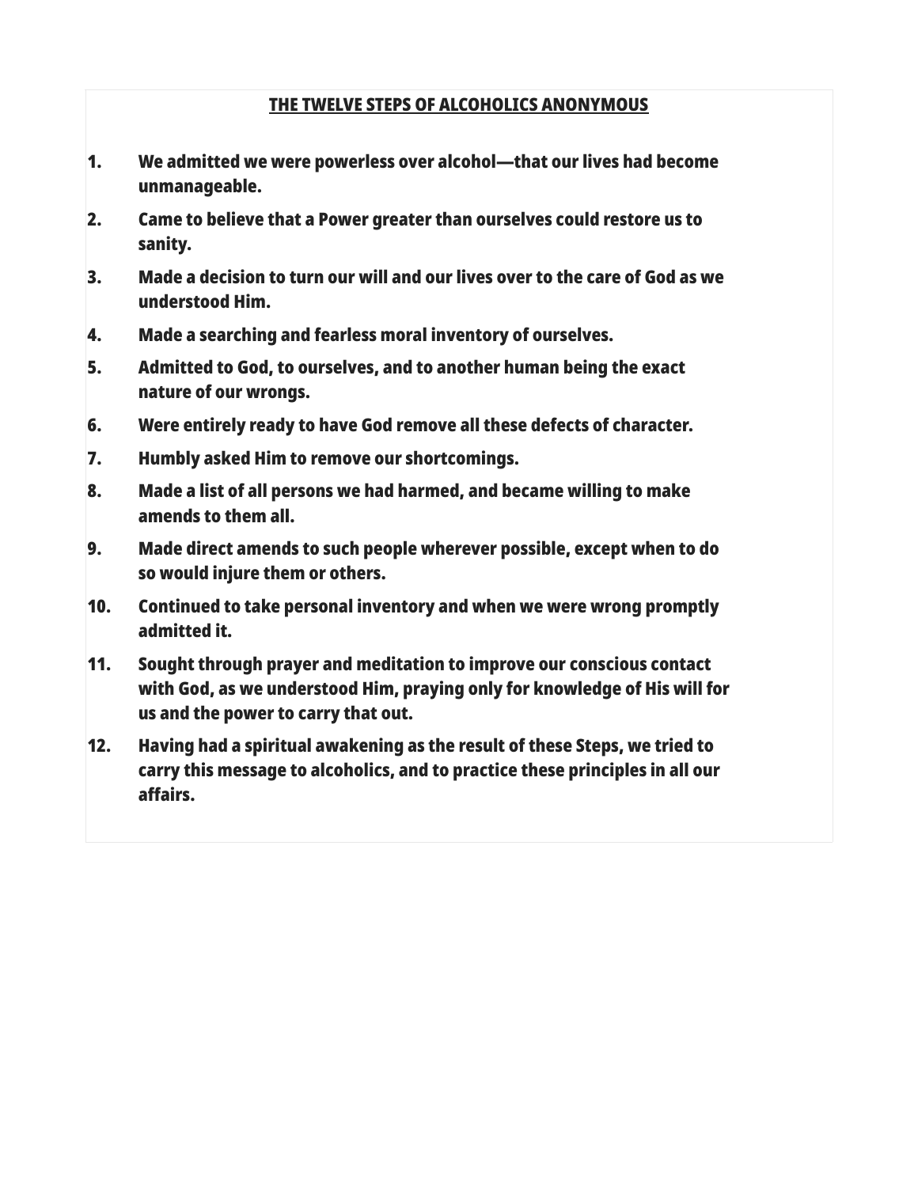# THE TWELVE STEPS OF ALCOHOLICS ANONYMOUS

1. **We admitted we were powerless over alcohol—that our lives had become unmanageable.**
2. **Came to believe that a Power greater than ourselves could restore us to sanity.**
3. **Made a decision to turn our will and our lives over to the care of God as we understood Him.**
4. **Made a searching and fearless moral inventory of ourselves.**
5. **Admitted to God, to ourselves, and to another human being the exact nature of our wrongs.**
6. **Were entirely ready to have God remove all these defects of character.**
7. **Humbly asked Him to remove our shortcomings.**
8. **Made a list of all persons we had harmed, and became willing to make amends to them all.**
9. **Made direct amends to such people wherever possible, except when to do so would injure them or others.**
10. **Continued to take personal inventory and when we were wrong promptly admitted it.**
11. **Sought through prayer and meditation to improve our conscious contact with God, as we understood Him, praying only for knowledge of His will for us and the power to carry that out.**
12. **Having had a spiritual awakening as the result of these Steps, we tried to carry this message to alcoholics, and to practice these principles in all our affairs.**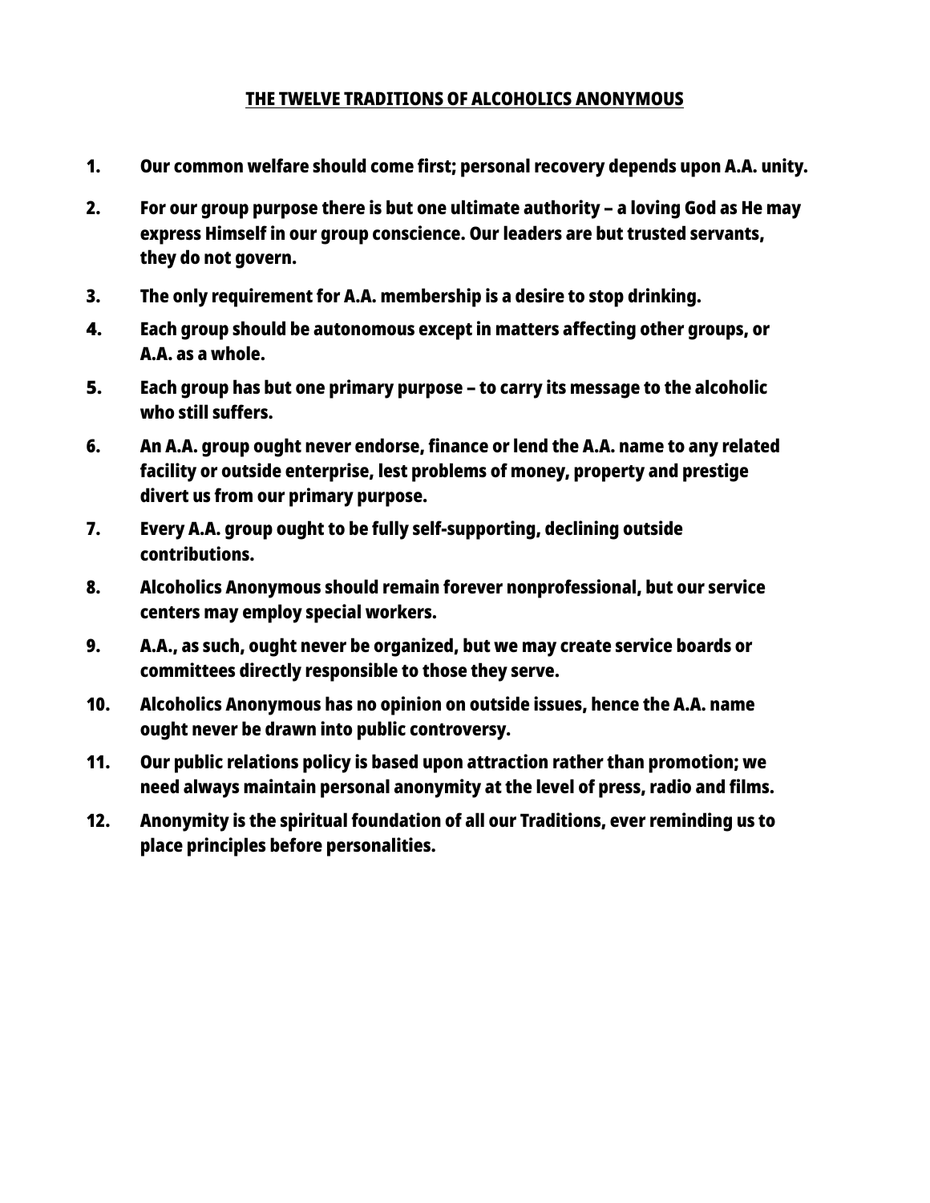# THE TWELVE TRADITIONS OF ALCOHOLICS ANONYMOUS

1. **Our common welfare should come first; personal recovery depends upon A.A. unity.**
2. **For our group purpose there is but one ultimate authority – a loving God as He may express Himself in our group conscience. Our leaders are but trusted servants, they do not govern.**
3. **The only requirement for A.A. membership is a desire to stop drinking.**
4. **Each group should be autonomous except in matters affecting other groups, or A.A. as a whole.**
5. **Each group has but one primary purpose – to carry its message to the alcoholic who still suffers.**
6. **An A.A. group ought never endorse, finance or lend the A.A. name to any related facility or outside enterprise, lest problems of money, property and prestige divert us from our primary purpose.**
7. **Every A.A. group ought to be fully self-supporting, declining outside contributions.**
8. **Alcoholics Anonymous should remain forever nonprofessional, but our service centers may employ special workers.**
9. **A.A., as such, ought never be organized, but we may create service boards or committees directly responsible to those they serve.**
10. **Alcoholics Anonymous has no opinion on outside issues, hence the A.A. name ought never be drawn into public controversy.**
11. **Our public relations policy is based upon attraction rather than promotion; we need always maintain personal anonymity at the level of press, radio and films.**
12. **Anonymity is the spiritual foundation of all our Traditions, ever reminding us to place principles before personalities.**